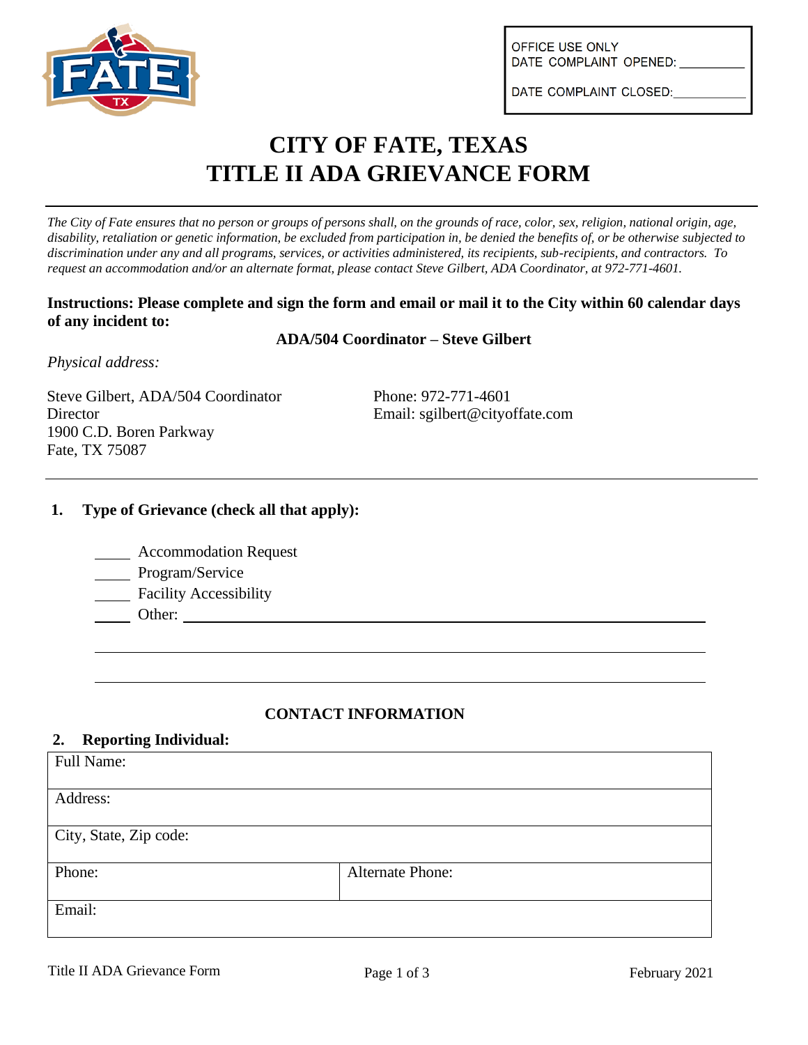OFFICE USE ONLY
DATE COMPLAINT OPENED: __________

DATE COMPLAINT CLOSED: __________

# CITY OF FATE, TEXAS
# TITLE II ADA GRIEVANCE FORM

*The City of Fate ensures that no person or groups of persons shall, on the grounds of race, color, sex, religion, national origin, age, disability, retaliation or genetic information, be excluded from participation in, be denied the benefits of, or be otherwise subjected to discrimination under any and all programs, services, or activities administered, its recipients, sub-recipients, and contractors. To request an accommodation and/or an alternate format, please contact Steve Gilbert, ADA Coordinator, at 972-771-4601.*

**Instructions: Please complete and sign the form and email or mail it to the City within 60 calendar days of any incident to:**

**ADA/504 Coordinator – Steve Gilbert**

*Physical address:*

Steve Gilbert, ADA/504 Coordinator
Director
1900 C.D. Boren Parkway
Fate, TX 75087

Phone: 972-771-4601
Email: sgilbert@cityoffate.com

---

## 1. Type of Grievance (check all that apply):

_____ Accommodation Request
_____ Program/Service
_____ Facility Accessibility
_____ Other: ______________________________________________

________________________________________________________

________________________________________________________

### CONTACT INFORMATION

## 2. Reporting Individual:

| Full Name: | |
|---|---|
| Address: | |
| City, State, Zip code: | |
| Phone: | Alternate Phone: |
| Email: | |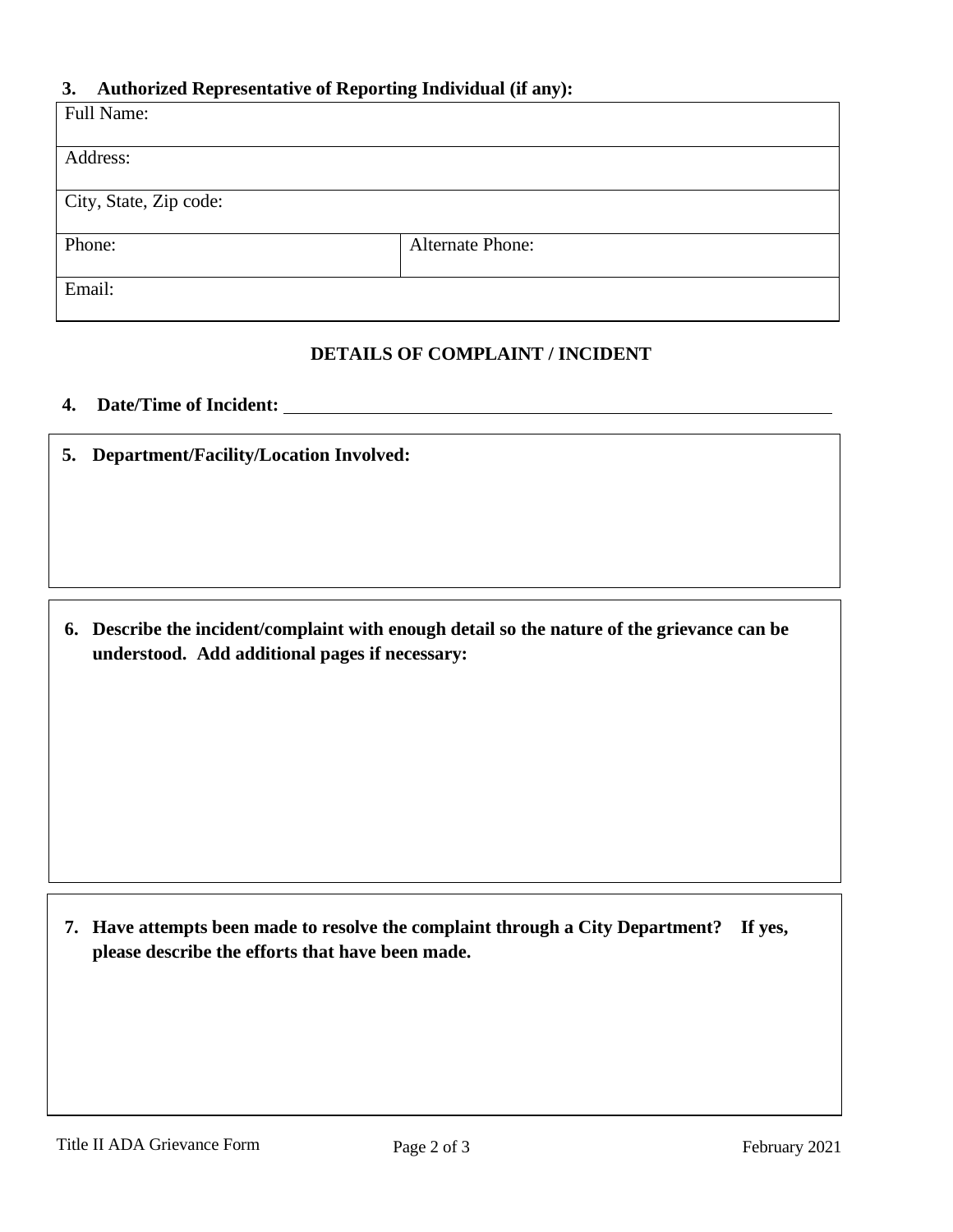**3. Authorized Representative of Reporting Individual (if any):**

| Full Name: | |
|---|---|
| Address: | |
| City, State, Zip code: | |
| Phone: | Alternate Phone: |
| Email: | |

## DETAILS OF COMPLAINT / INCIDENT

**4. Date/Time of Incident:** ______________________________

**5. Department/Facility/Location Involved:**

**6. Describe the incident/complaint with enough detail so the nature of the grievance can be understood. Add additional pages if necessary:**

**7. Have attempts been made to resolve the complaint through a City Department? If yes, please describe the efforts that have been made.**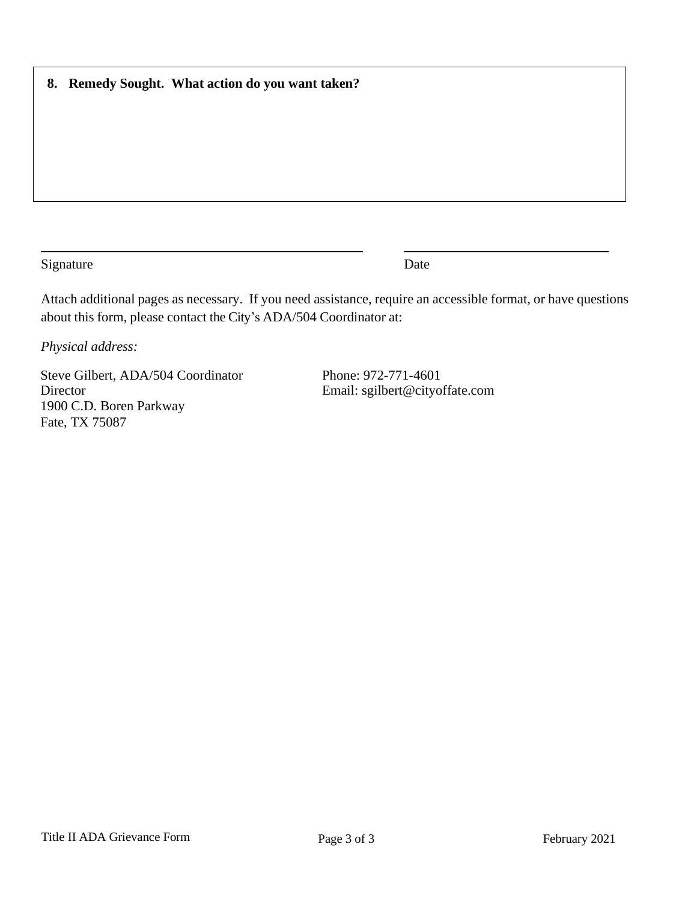**8. Remedy Sought. What action do you want taken?**

Signature

Date

Attach additional pages as necessary. If you need assistance, require an accessible format, or have questions about this form, please contact the City's ADA/504 Coordinator at:

*Physical address:*

Steve Gilbert, ADA/504 Coordinator
Director
1900 C.D. Boren Parkway
Fate, TX 75087

Phone: 972-771-4601
Email: sgilbert@cityoffate.com